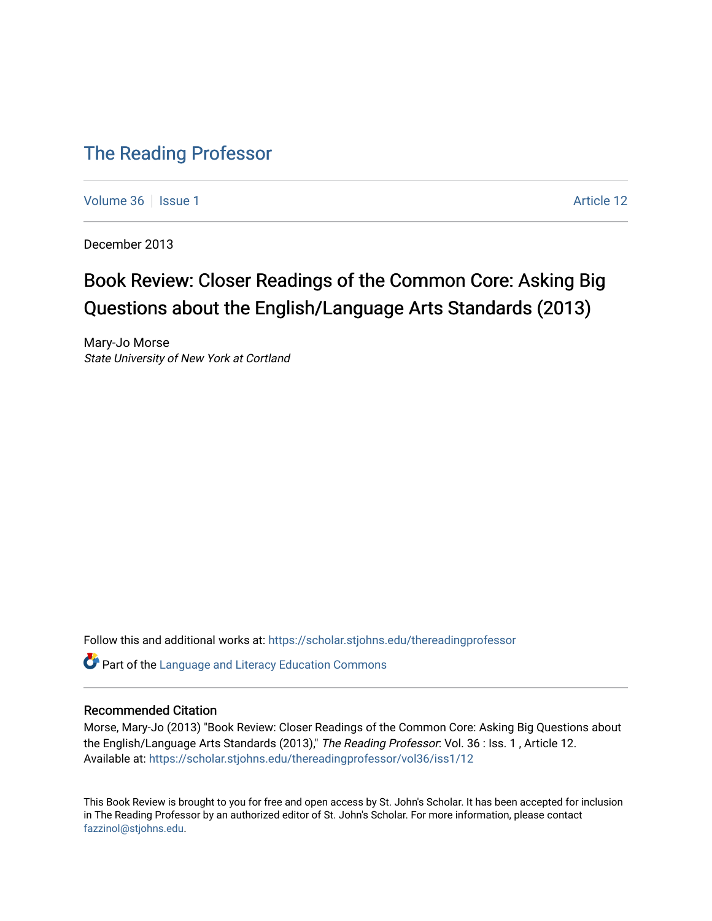# The Reading Professor

Volume 36 | Issue 1 Article 12

December 2013

## Book Review: Closer Readings of the Common Core: Asking Big Questions about the English/Language Arts Standards (2013)

Mary-Jo Morse
*State University of New York at Cortland*

Follow this and additional works at: https://scholar.stjohns.edu/thereadingprofessor

Part of the Language and Literacy Education Commons

### Recommended Citation

Morse, Mary-Jo (2013) "Book Review: Closer Readings of the Common Core: Asking Big Questions about the English/Language Arts Standards (2013)," *The Reading Professor*: Vol. 36 : Iss. 1 , Article 12.
Available at: https://scholar.stjohns.edu/thereadingprofessor/vol36/iss1/12

This Book Review is brought to you for free and open access by St. John's Scholar. It has been accepted for inclusion in The Reading Professor by an authorized editor of St. John's Scholar. For more information, please contact fazzinol@stjohns.edu.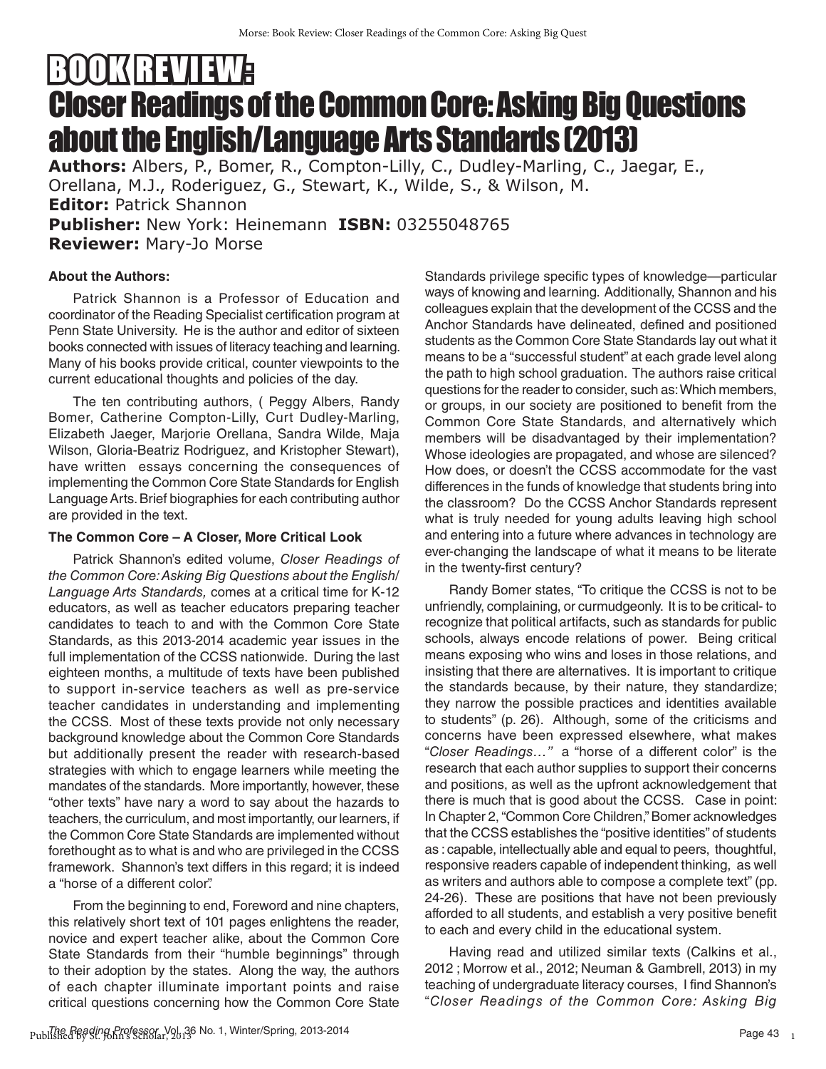# BOOK REVIEW: Closer Readings of the Common Core: Asking Big Questions about the English/Language Arts Standards (2013)

**Authors:** Albers, P., Bomer, R., Compton-Lilly, C., Dudley-Marling, C., Jaegar, E., Orellana, M.J., Roderiguez, G., Stewart, K., Wilde, S., & Wilson, M.
**Editor:** Patrick Shannon
**Publisher:** New York: Heinemann **ISBN:** 03255048765
**Reviewer:** Mary-Jo Morse

### About the Authors:

Patrick Shannon is a Professor of Education and coordinator of the Reading Specialist certification program at Penn State University. He is the author and editor of sixteen books connected with issues of literacy teaching and learning. Many of his books provide critical, counter viewpoints to the current educational thoughts and policies of the day.

The ten contributing authors, ( Peggy Albers, Randy Bomer, Catherine Compton-Lilly, Curt Dudley-Marling, Elizabeth Jaeger, Marjorie Orellana, Sandra Wilde, Maja Wilson, Gloria-Beatriz Rodriguez, and Kristopher Stewart), have written essays concerning the consequences of implementing the Common Core State Standards for English Language Arts. Brief biographies for each contributing author are provided in the text.

### The Common Core – A Closer, More Critical Look

Patrick Shannon's edited volume, *Closer Readings of the Common Core: Asking Big Questions about the English/ Language Arts Standards,* comes at a critical time for K-12 educators, as well as teacher educators preparing teacher candidates to teach to and with the Common Core State Standards, as this 2013-2014 academic year issues in the full implementation of the CCSS nationwide. During the last eighteen months, a multitude of texts have been published to support in-service teachers as well as pre-service teacher candidates in understanding and implementing the CCSS. Most of these texts provide not only necessary background knowledge about the Common Core Standards but additionally present the reader with research-based strategies with which to engage learners while meeting the mandates of the standards. More importantly, however, these "other texts" have nary a word to say about the hazards to teachers, the curriculum, and most importantly, our learners, if the Common Core State Standards are implemented without forethought as to what is and who are privileged in the CCSS framework. Shannon's text differs in this regard; it is indeed a "horse of a different color".

From the beginning to end, Foreword and nine chapters, this relatively short text of 101 pages enlightens the reader, novice and expert teacher alike, about the Common Core State Standards from their "humble beginnings" through to their adoption by the states. Along the way, the authors of each chapter illuminate important points and raise critical questions concerning how the Common Core State Standards privilege specific types of knowledge—particular ways of knowing and learning. Additionally, Shannon and his colleagues explain that the development of the CCSS and the Anchor Standards have delineated, defined and positioned students as the Common Core State Standards lay out what it means to be a "successful student" at each grade level along the path to high school graduation. The authors raise critical questions for the reader to consider, such as: Which members, or groups, in our society are positioned to benefit from the Common Core State Standards, and alternatively which members will be disadvantaged by their implementation? Whose ideologies are propagated, and whose are silenced? How does, or doesn't the CCSS accommodate for the vast differences in the funds of knowledge that students bring into the classroom? Do the CCSS Anchor Standards represent what is truly needed for young adults leaving high school and entering into a future where advances in technology are ever-changing the landscape of what it means to be literate in the twenty-first century?

Randy Bomer states, "To critique the CCSS is not to be unfriendly, complaining, or curmudgeonly. It is to be critical- to recognize that political artifacts, such as standards for public schools, always encode relations of power. Being critical means exposing who wins and loses in those relations, and insisting that there are alternatives. It is important to critique the standards because, by their nature, they standardize; they narrow the possible practices and identities available to students" (p. 26). Although, some of the criticisms and concerns have been expressed elsewhere, what makes "*Closer Readings…"* a "horse of a different color" is the research that each author supplies to support their concerns and positions, as well as the upfront acknowledgement that there is much that is good about the CCSS. Case in point: In Chapter 2, "Common Core Children," Bomer acknowledges that the CCSS establishes the "positive identities" of students as : capable, intellectually able and equal to peers, thoughtful, responsive readers capable of independent thinking, as well as writers and authors able to compose a complete text" (pp. 24-26). These are positions that have not been previously afforded to all students, and establish a very positive benefit to each and every child in the educational system.

Having read and utilized similar texts (Calkins et al., 2012 ; Morrow et al., 2012; Neuman & Gambrell, 2013) in my teaching of undergraduate literacy courses, I find Shannon's "*Closer Readings of the Common Core: Asking Big*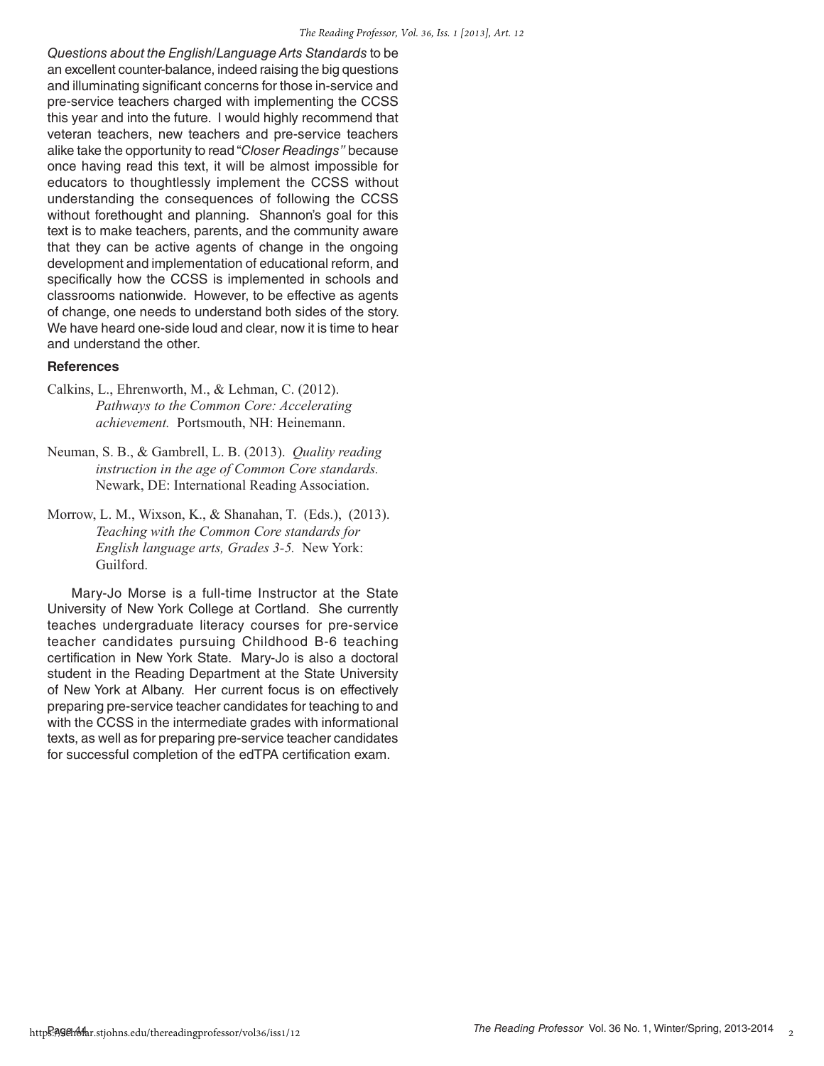*Questions about the English/Language Arts Standards* to be an excellent counter-balance, indeed raising the big questions and illuminating significant concerns for those in-service and pre-service teachers charged with implementing the CCSS this year and into the future. I would highly recommend that veteran teachers, new teachers and pre-service teachers alike take the opportunity to read "*Closer Readings"* because once having read this text, it will be almost impossible for educators to thoughtlessly implement the CCSS without understanding the consequences of following the CCSS without forethought and planning. Shannon's goal for this text is to make teachers, parents, and the community aware that they can be active agents of change in the ongoing development and implementation of educational reform, and specifically how the CCSS is implemented in schools and classrooms nationwide. However, to be effective as agents of change, one needs to understand both sides of the story. We have heard one-side loud and clear, now it is time to hear and understand the other.

**References**

Calkins, L., Ehrenworth, M., & Lehman, C. (2012). *Pathways to the Common Core: Accelerating achievement.* Portsmouth, NH: Heinemann.

Neuman, S. B., & Gambrell, L. B. (2013). *Quality reading instruction in the age of Common Core standards.* Newark, DE: International Reading Association.

Morrow, L. M., Wixson, K., & Shanahan, T. (Eds.), (2013). *Teaching with the Common Core standards for English language arts, Grades 3-5.* New York: Guilford.

Mary-Jo Morse is a full-time Instructor at the State University of New York College at Cortland. She currently teaches undergraduate literacy courses for pre-service teacher candidates pursuing Childhood B-6 teaching certification in New York State. Mary-Jo is also a doctoral student in the Reading Department at the State University of New York at Albany. Her current focus is on effectively preparing pre-service teacher candidates for teaching to and with the CCSS in the intermediate grades with informational texts, as well as for preparing pre-service teacher candidates for successful completion of the edTPA certification exam.